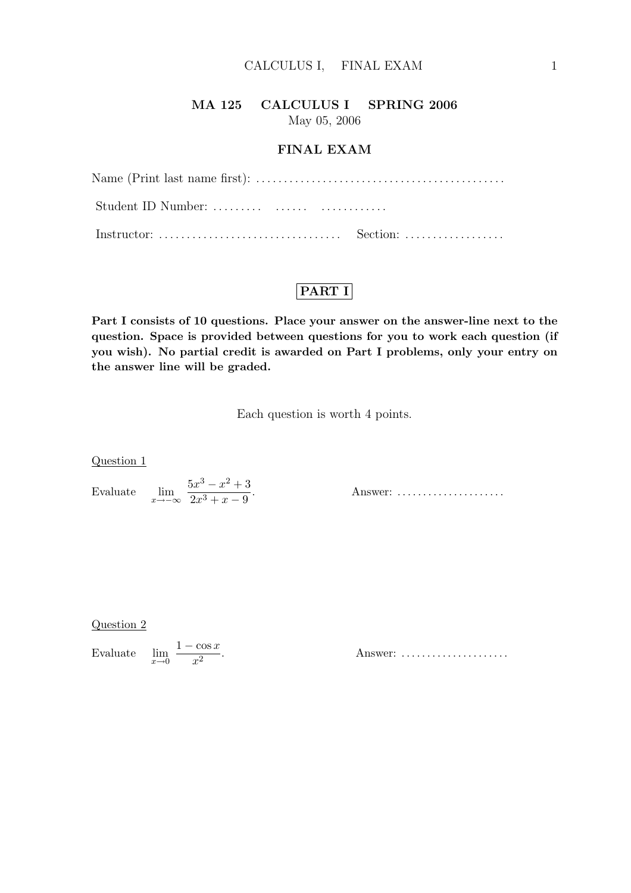**MA 125 CALCULUS I SPRING 2006**

May 05, 2006

**FINAL EXAM**

Name (Print last name first): .............................................

Student ID Number: ......... ...... ............

Instructor: ................................. Section: ..................

**PART I**

**Part I consists of 10 questions. Place your answer on the answer-line next to the question. Space is provided between questions for you to work each question (if you wish). No partial credit is awarded on Part I problems, only your entry on the answer line will be graded.**

Each question is worth 4 points.

Question 1

Evaluate $\displaystyle\lim_{x\to-\infty} \frac{5x^3 - x^2 + 3}{2x^3 + x - 9}$.

Answer: .....................

Question 2

Evaluate $\displaystyle\lim_{x\to 0} \frac{1 - \cos x}{x^2}$.

Answer: .....................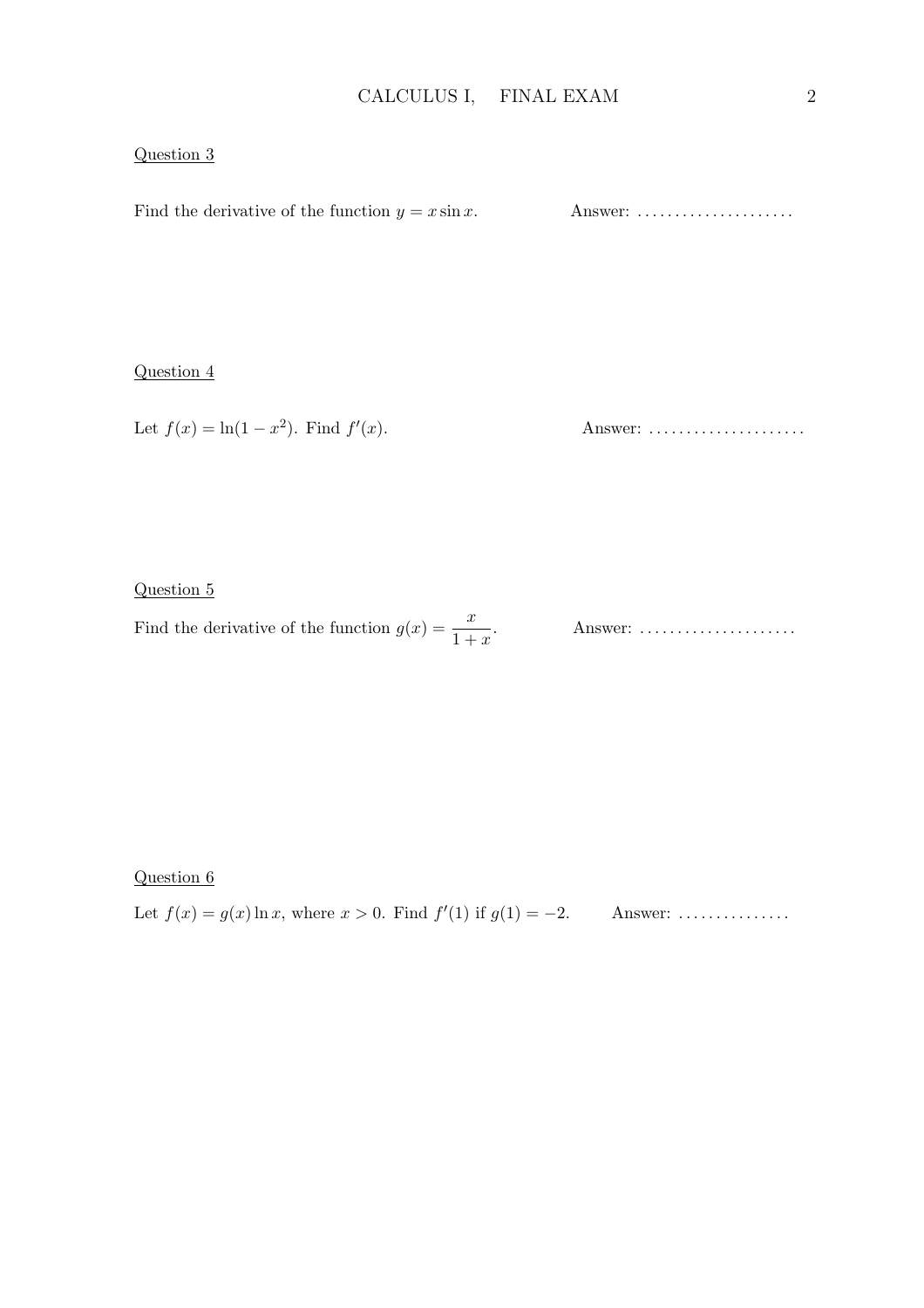Question 3

Find the derivative of the function $y = x \sin x$. Answer: .....................

Question 4

Let $f(x) = \ln(1 - x^2)$. Find $f'(x)$. Answer: .....................

Question 5

Find the derivative of the function $g(x) = \dfrac{x}{1+x}$. Answer: .....................

Question 6

Let $f(x) = g(x) \ln x$, where $x > 0$. Find $f'(1)$ if $g(1) = -2$. Answer: ...............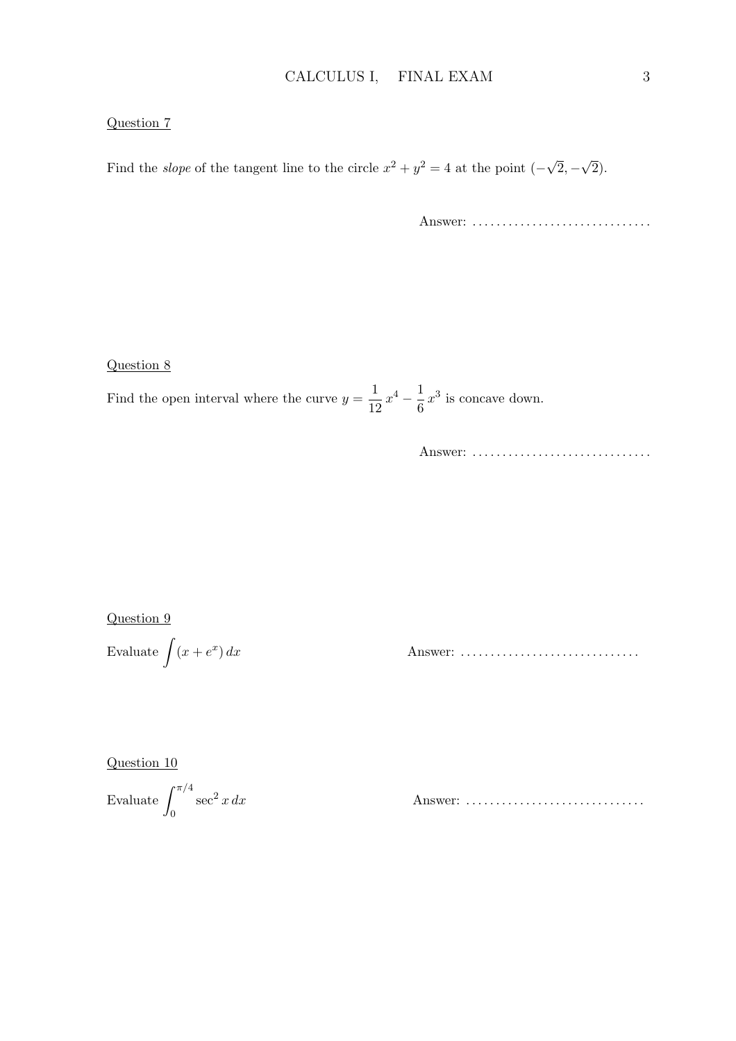Question 7

Find the *slope* of the tangent line to the circle $x^2 + y^2 = 4$ at the point $(-\sqrt{2}, -\sqrt{2})$.

Answer: ..............................

Question 8

Find the open interval where the curve $y = \dfrac{1}{12}\,x^4 - \dfrac{1}{6}\,x^3$ is concave down.

Answer: ..............................

Question 9

Evaluate $\displaystyle\int (x + e^x)\,dx$

Answer: ..............................

Question 10

Evaluate $\displaystyle\int_0^{\pi/4} \sec^2 x\,dx$

Answer: ..............................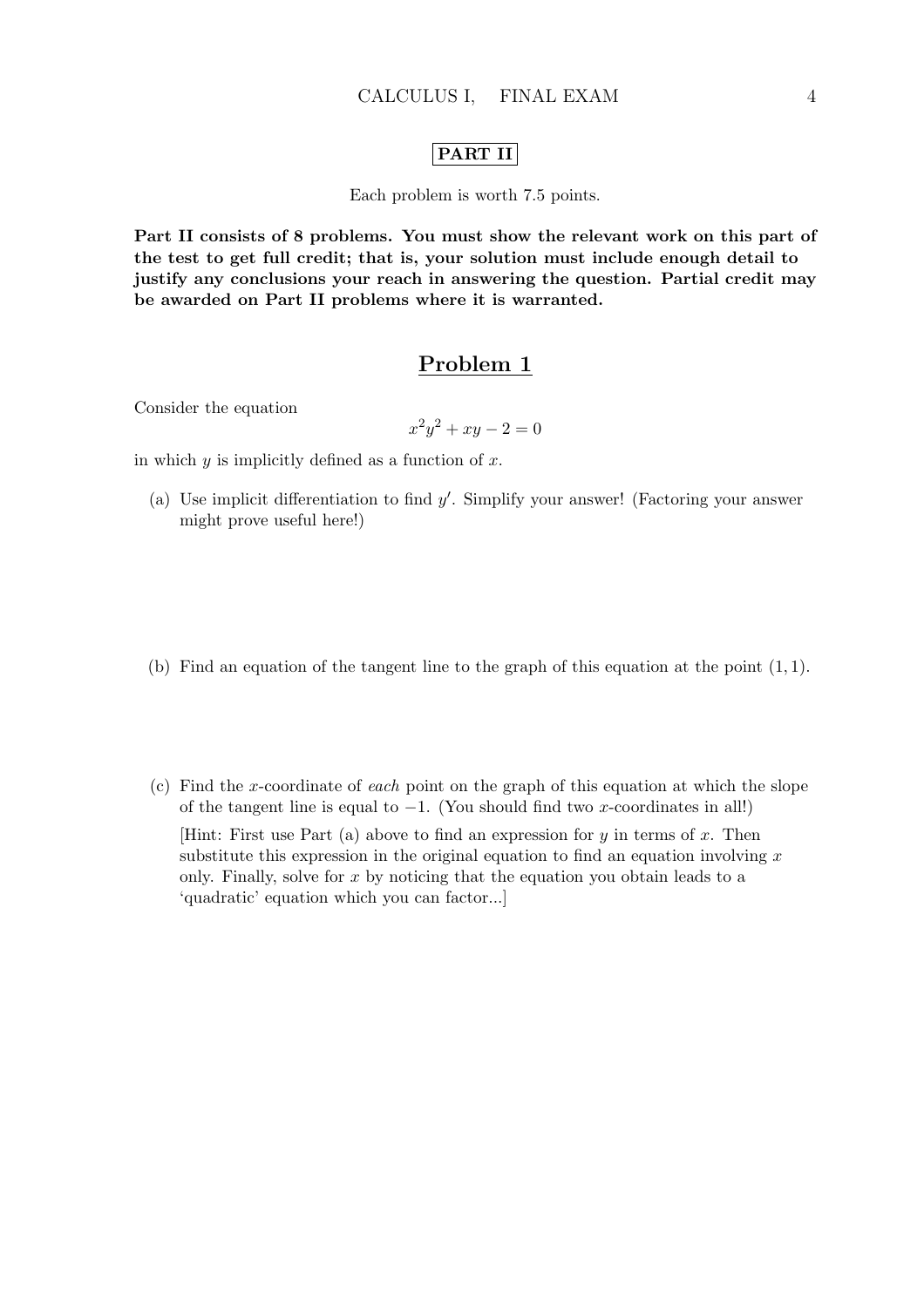# PART II

Each problem is worth 7.5 points.

**Part II consists of 8 problems. You must show the relevant work on this part of the test to get full credit; that is, your solution must include enough detail to justify any conclusions your reach in answering the question. Partial credit may be awarded on Part II problems where it is warranted.**

## Problem 1

Consider the equation

$$x^2y^2 + xy - 2 = 0$$

in which $y$ is implicitly defined as a function of $x$.

(a) Use implicit differentiation to find $y'$. Simplify your answer! (Factoring your answer might prove useful here!)

(b) Find an equation of the tangent line to the graph of this equation at the point $(1, 1)$.

(c) Find the $x$-coordinate of *each* point on the graph of this equation at which the slope of the tangent line is equal to $-1$. (You should find two $x$-coordinates in all!)

[Hint: First use Part (a) above to find an expression for $y$ in terms of $x$. Then substitute this expression in the original equation to find an equation involving $x$ only. Finally, solve for $x$ by noticing that the equation you obtain leads to a 'quadratic' equation which you can factor...]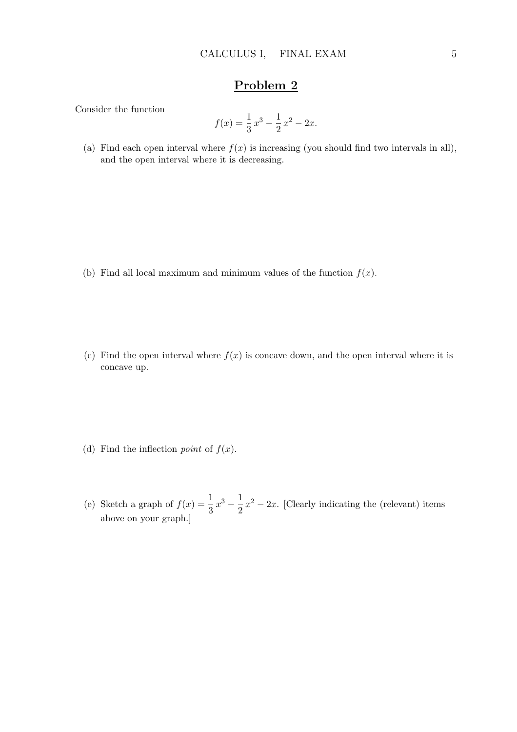## Problem 2

Consider the function

$$f(x) = \frac{1}{3}\,x^3 - \frac{1}{2}\,x^2 - 2x.$$

(a) Find each open interval where $f(x)$ is increasing (you should find two intervals in all), and the open interval where it is decreasing.

(b) Find all local maximum and minimum values of the function $f(x)$.

(c) Find the open interval where $f(x)$ is concave down, and the open interval where it is concave up.

(d) Find the inflection *point* of $f(x)$.

(e) Sketch a graph of $f(x) = \frac{1}{3}\,x^3 - \frac{1}{2}\,x^2 - 2x$. [Clearly indicating the (relevant) items above on your graph.]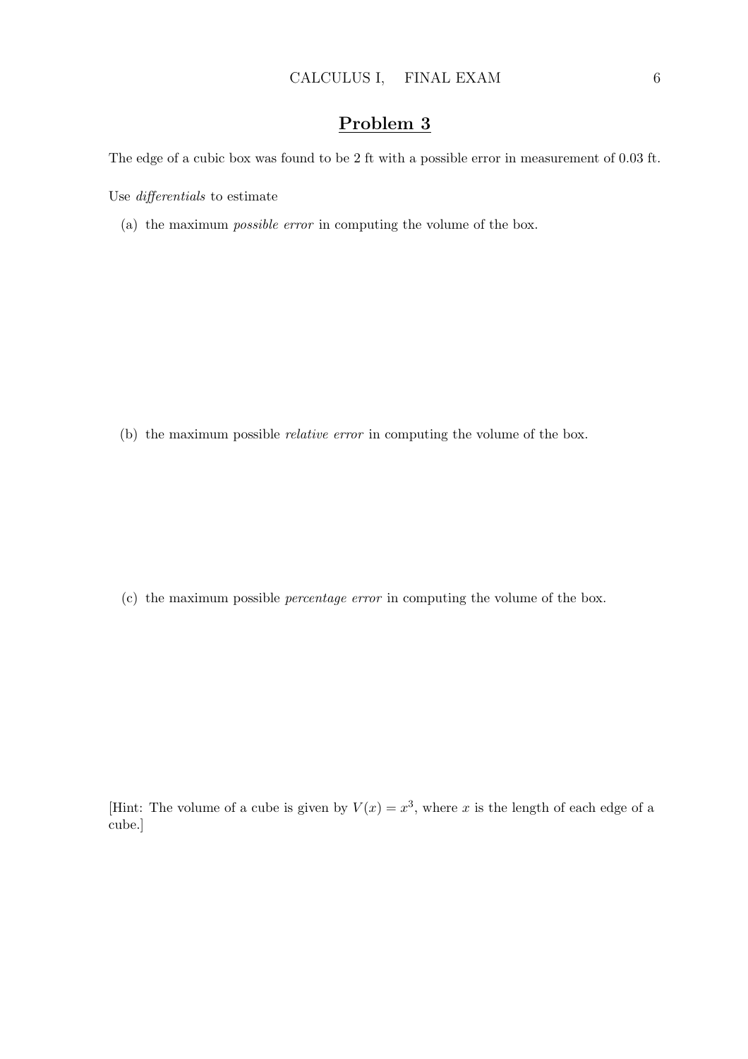## Problem 3

The edge of a cubic box was found to be 2 ft with a possible error in measurement of 0.03 ft.

Use *differentials* to estimate

(a) the maximum *possible error* in computing the volume of the box.

(b) the maximum possible *relative error* in computing the volume of the box.

(c) the maximum possible *percentage error* in computing the volume of the box.

[Hint: The volume of a cube is given by $V(x) = x^3$, where $x$ is the length of each edge of a cube.]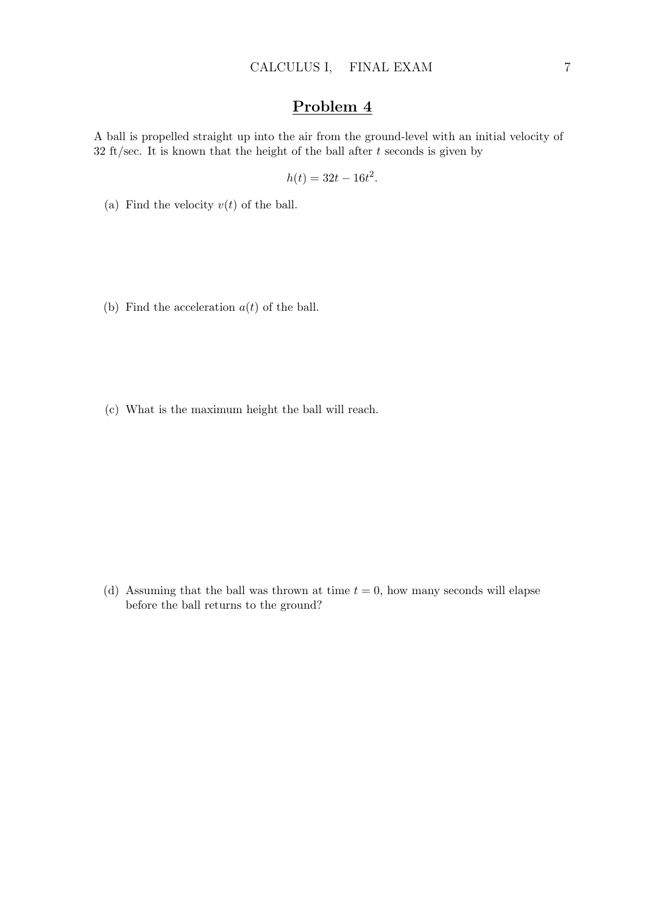## Problem 4

A ball is propelled straight up into the air from the ground-level with an initial velocity of 32 ft/sec. It is known that the height of the ball after $t$ seconds is given by

$$h(t) = 32t - 16t^2.$$

(a) Find the velocity $v(t)$ of the ball.

(b) Find the acceleration $a(t)$ of the ball.

(c) What is the maximum height the ball will reach.

(d) Assuming that the ball was thrown at time $t = 0$, how many seconds will elapse before the ball returns to the ground?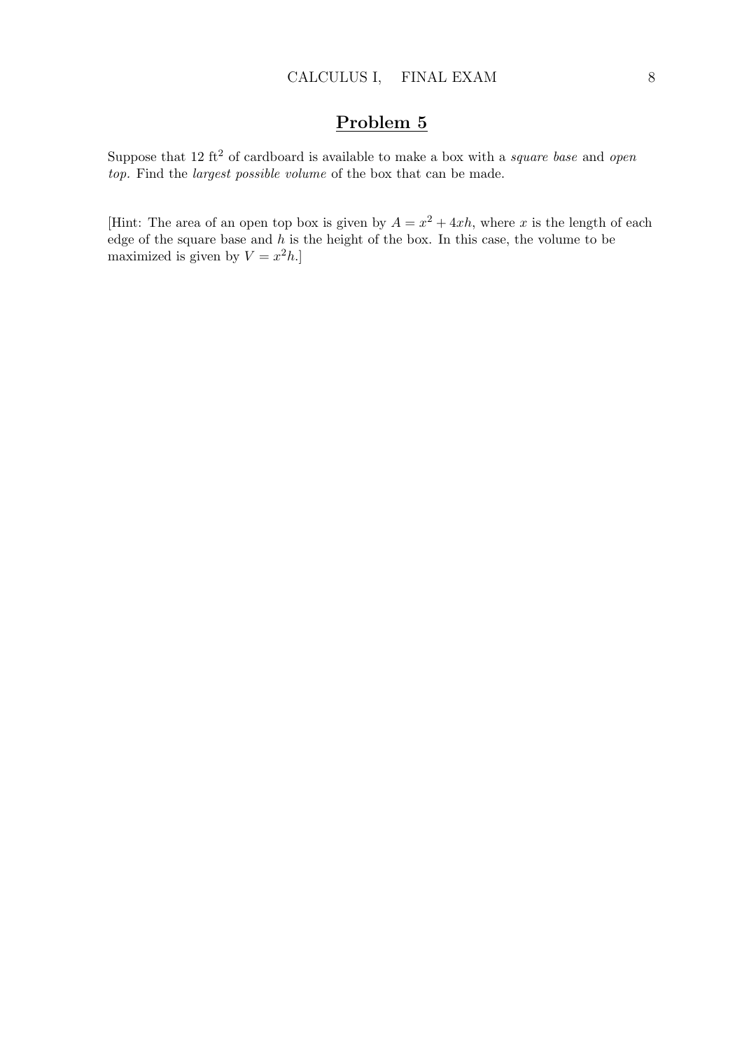## Problem 5

Suppose that 12 $\text{ft}^2$ of cardboard is available to make a box with a *square base* and *open top.* Find the *largest possible volume* of the box that can be made.

[Hint: The area of an open top box is given by $A = x^2 + 4xh$, where $x$ is the length of each edge of the square base and $h$ is the height of the box. In this case, the volume to be maximized is given by $V = x^2h$.]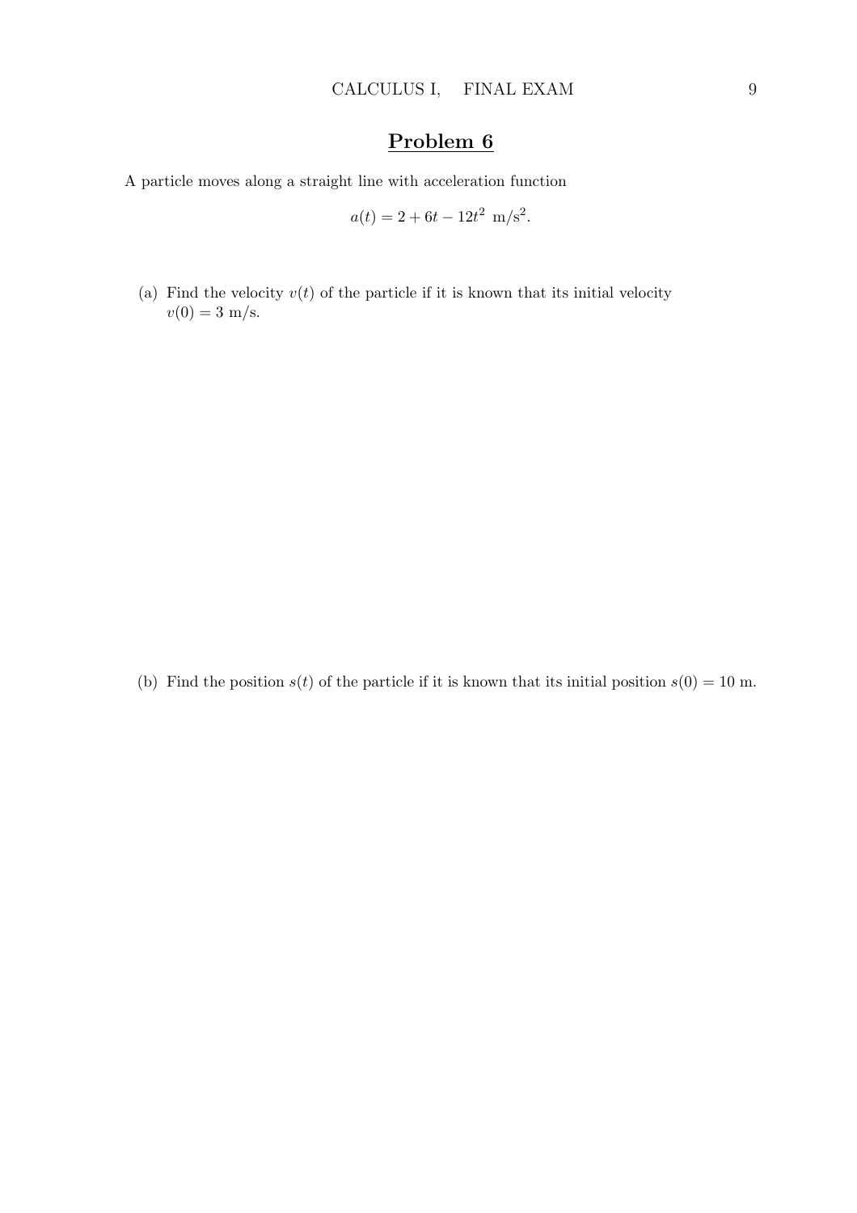## Problem 6

A particle moves along a straight line with acceleration function

$$a(t) = 2 + 6t - 12t^2 \text{ m/s}^2.$$

(a) Find the velocity $v(t)$ of the particle if it is known that its initial velocity $v(0) = 3$ m/s.

(b) Find the position $s(t)$ of the particle if it is known that its initial position $s(0) = 10$ m.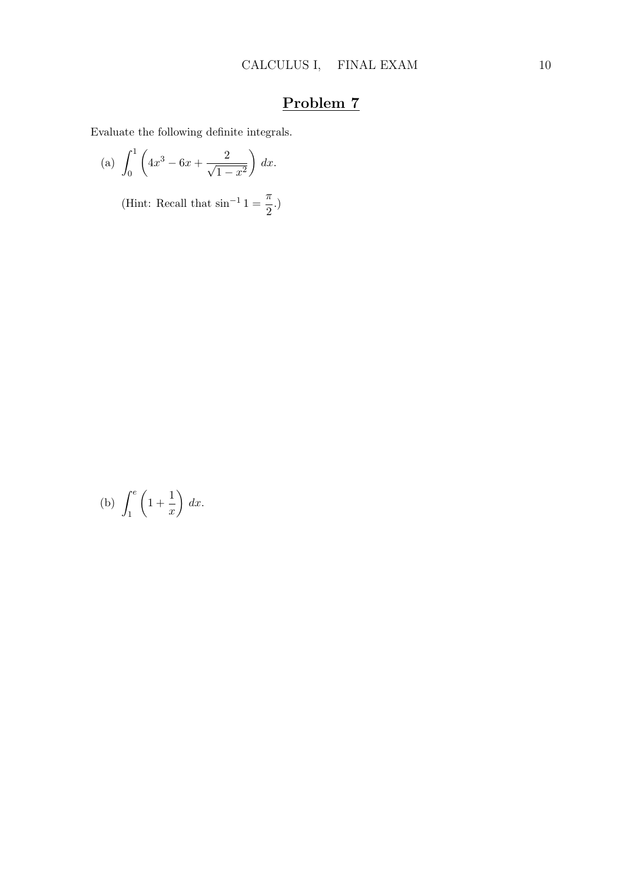# Problem 7

Evaluate the following definite integrals.

(a) $\displaystyle\int_0^1 \left(4x^3 - 6x + \frac{2}{\sqrt{1-x^2}}\right)\, dx.$

(Hint: Recall that $\sin^{-1} 1 = \dfrac{\pi}{2}$.)

(b) $\displaystyle\int_1^e \left(1 + \frac{1}{x}\right)\, dx.$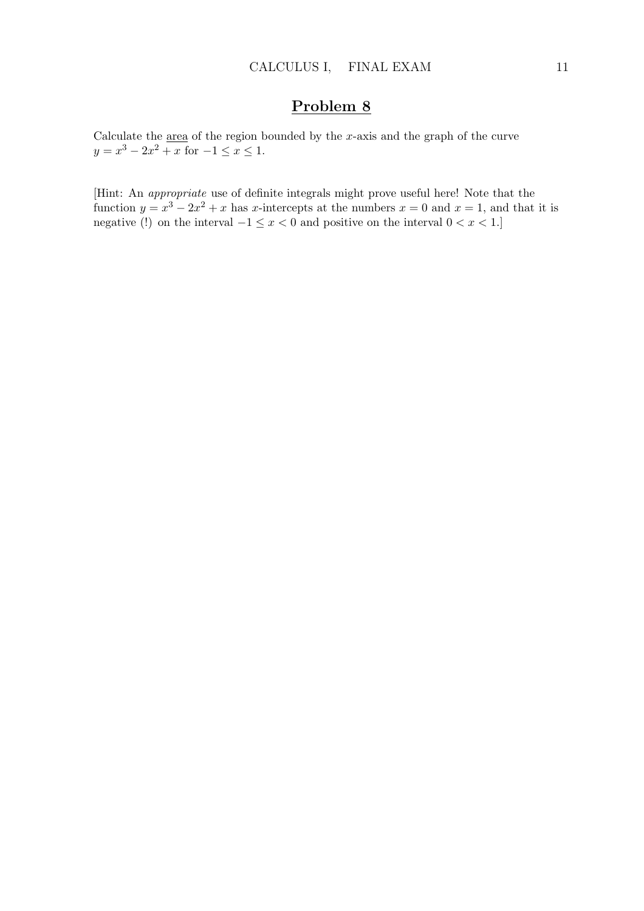## Problem 8

Calculate the <u>area</u> of the region bounded by the $x$-axis and the graph of the curve $y = x^3 - 2x^2 + x$ for $-1 \leq x \leq 1$.

[Hint: An *appropriate* use of definite integrals might prove useful here! Note that the function $y = x^3 - 2x^2 + x$ has $x$-intercepts at the numbers $x = 0$ and $x = 1$, and that it is negative (!) on the interval $-1 \leq x < 0$ and positive on the interval $0 < x < 1$.]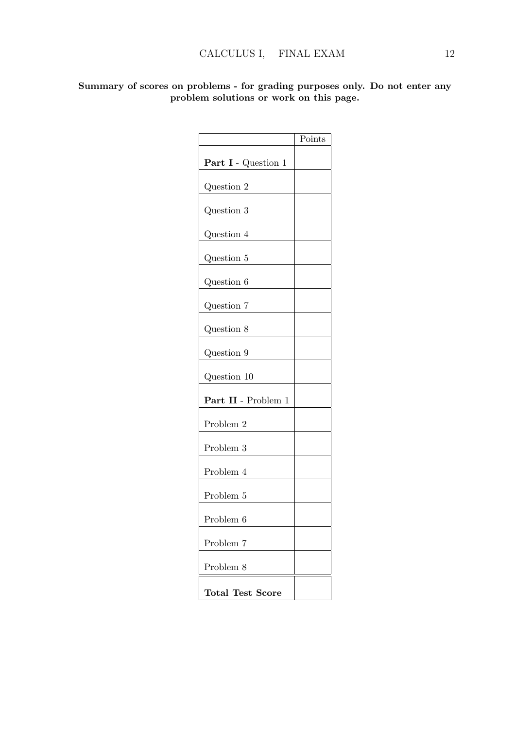**Summary of scores on problems - for grading purposes only. Do not enter any problem solutions or work on this page.**

| | Points |
|---|---|
| **Part I** - Question 1 | |
| Question 2 | |
| Question 3 | |
| Question 4 | |
| Question 5 | |
| Question 6 | |
| Question 7 | |
| Question 8 | |
| Question 9 | |
| Question 10 | |
| **Part II** - Problem 1 | |
| Problem 2 | |
| Problem 3 | |
| Problem 4 | |
| Problem 5 | |
| Problem 6 | |
| Problem 7 | |
| Problem 8 | |
| **Total Test Score** | |